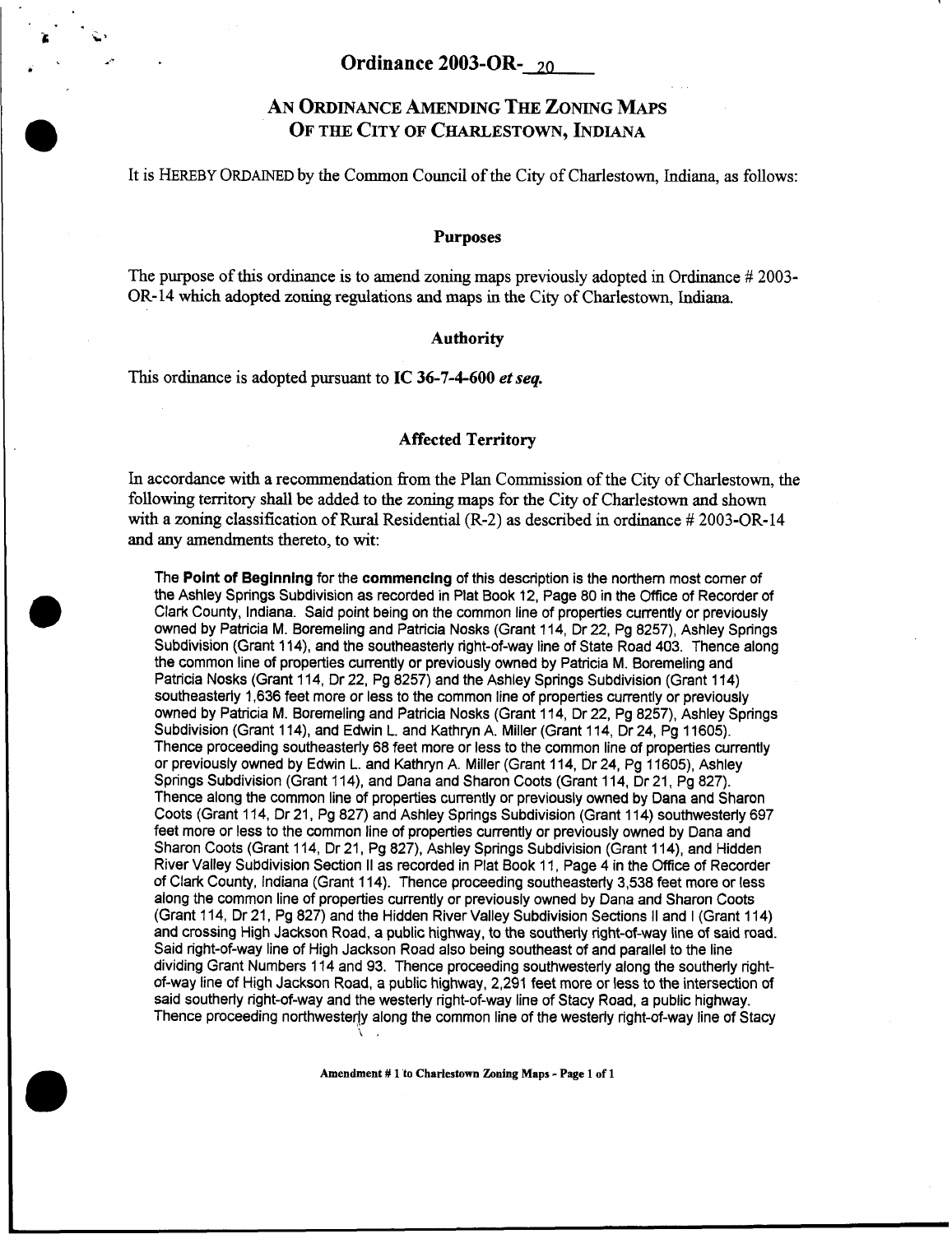# Ordinance 2003-OR-20

## An Ordinance Amending The Zoning Maps Of The City Of Charlestown, Indiana

It is HEREBY ORDAINED by the Common Council of the City of Charlestown, Indiana, as follows:

### Purposes

The purpose of this ordinance is to amend zoning maps previously adopted in Ordinance # 2003-OR-14 which adopted zoning regulations and maps in the City of Charlestown, Indiana.

### Authority

This ordinance is adopted pursuant to **IC 36-7-4-600** ***et seq.***

### Affected Territory

In accordance with a recommendation from the Plan Commission of the City of Charlestown, the following territory shall be added to the zoning maps for the City of Charlestown and shown with a zoning classification of Rural Residential (R-2) as described in ordinance # 2003-OR-14 and any amendments thereto, to wit:

The **Point of Beginning** for the **commencing** of this description is the northern most corner of the Ashley Springs Subdivision as recorded in Plat Book 12, Page 80 in the Office of Recorder of Clark County, Indiana. Said point being on the common line of properties currently or previously owned by Patricia M. Boremeling and Patricia Nosks (Grant 114, Dr 22, Pg 8257), Ashley Springs Subdivision (Grant 114), and the southeasterly right-of-way line of State Road 403. Thence along the common line of properties currently or previously owned by Patricia M. Boremeling and Patricia Nosks (Grant 114, Dr 22, Pg 8257) and the Ashley Springs Subdivision (Grant 114) southeasterly 1,636 feet more or less to the common line of properties currently or previously owned by Patricia M. Boremeling and Patricia Nosks (Grant 114, Dr 22, Pg 8257), Ashley Springs Subdivision (Grant 114), and Edwin L. and Kathryn A. Miller (Grant 114, Dr 24, Pg 11605). Thence proceeding southeasterly 68 feet more or less to the common line of properties currently or previously owned by Edwin L. and Kathryn A. Miller (Grant 114, Dr 24, Pg 11605), Ashley Springs Subdivision (Grant 114), and Dana and Sharon Coots (Grant 114, Dr 21, Pg 827). Thence along the common line of properties currently or previously owned by Dana and Sharon Coots (Grant 114, Dr 21, Pg 827) and Ashley Springs Subdivision (Grant 114) southwesterly 697 feet more or less to the common line of properties currently or previously owned by Dana and Sharon Coots (Grant 114, Dr 21, Pg 827), Ashley Springs Subdivision (Grant 114), and Hidden River Valley Subdivision Section II as recorded in Plat Book 11, Page 4 in the Office of Recorder of Clark County, Indiana (Grant 114). Thence proceeding southeasterly 3,538 feet more or less along the common line of properties currently or previously owned by Dana and Sharon Coots (Grant 114, Dr 21, Pg 827) and the Hidden River Valley Subdivision Sections II and I (Grant 114) and crossing High Jackson Road, a public highway, to the southerly right-of-way line of said road. Said right-of-way line of High Jackson Road also being southeast of and parallel to the line dividing Grant Numbers 114 and 93. Thence proceeding southwesterly along the southerly right-of-way line of High Jackson Road, a public highway, 2,291 feet more or less to the intersection of said southerly right-of-way and the westerly right-of-way line of Stacy Road, a public highway. Thence proceeding northwesterly along the common line of the westerly right-of-way line of Stacy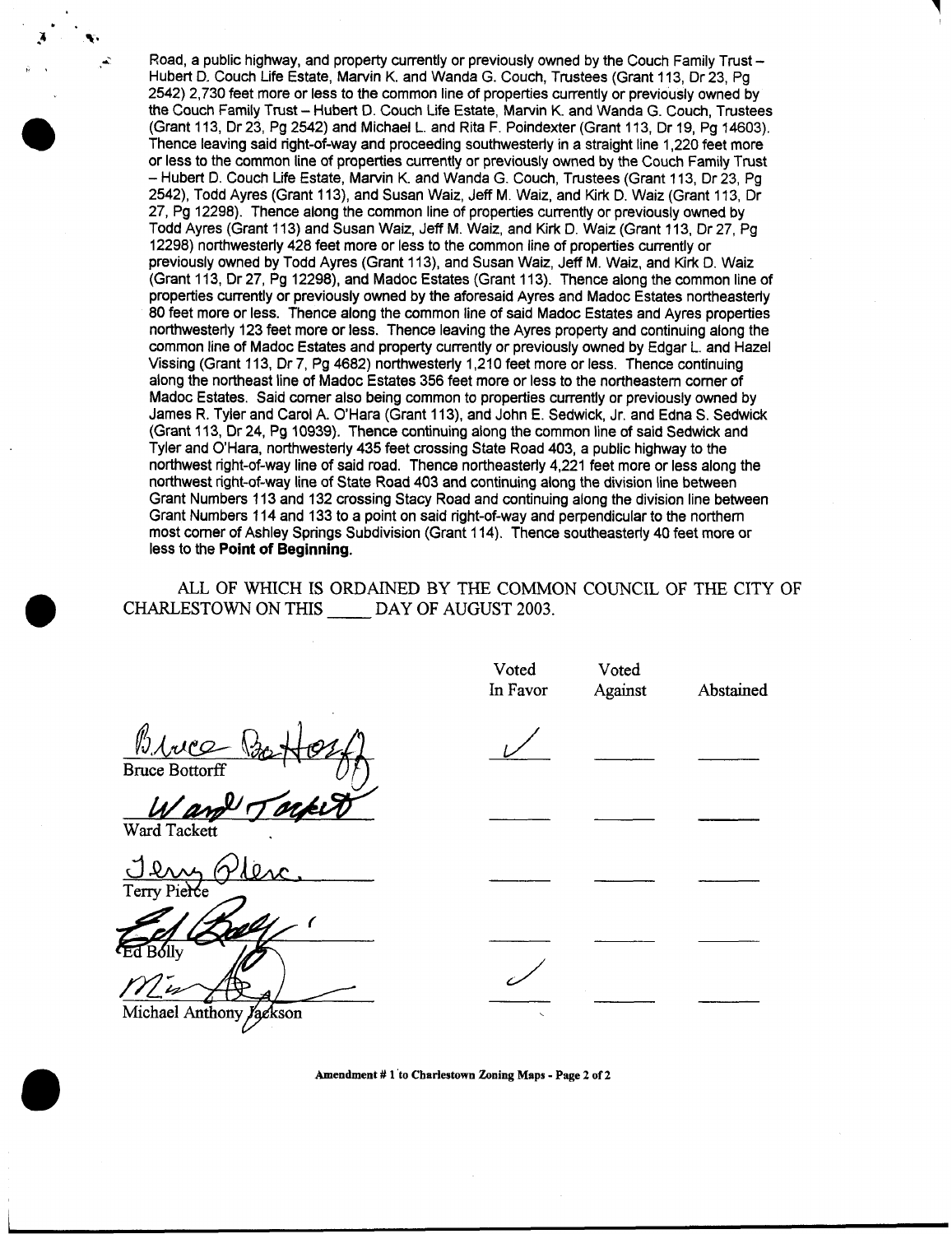Road, a public highway, and property currently or previously owned by the Couch Family Trust – Hubert D. Couch Life Estate, Marvin K. and Wanda G. Couch, Trustees (Grant 113, Dr 23, Pg 2542) 2,730 feet more or less to the common line of properties currently or previously owned by the Couch Family Trust – Hubert D. Couch Life Estate, Marvin K. and Wanda G. Couch, Trustees (Grant 113, Dr 23, Pg 2542) and Michael L. and Rita F. Poindexter (Grant 113, Dr 19, Pg 14603). Thence leaving said right-of-way and proceeding southwesterly in a straight line 1,220 feet more or less to the common line of properties currently or previously owned by the Couch Family Trust – Hubert D. Couch Life Estate, Marvin K. and Wanda G. Couch, Trustees (Grant 113, Dr 23, Pg 2542), Todd Ayres (Grant 113), and Susan Waiz, Jeff M. Waiz, and Kirk D. Waiz (Grant 113, Dr 27, Pg 12298). Thence along the common line of properties currently or previously owned by Todd Ayres (Grant 113) and Susan Waiz, Jeff M. Waiz, and Kirk D. Waiz (Grant 113, Dr 27, Pg 12298) northwesterly 428 feet more or less to the common line of properties currently or previously owned by Todd Ayres (Grant 113), and Susan Waiz, Jeff M. Waiz, and Kirk D. Waiz (Grant 113, Dr 27, Pg 12298), and Madoc Estates (Grant 113). Thence along the common line of properties currently or previously owned by the aforesaid Ayres and Madoc Estates northeasterly 80 feet more or less. Thence along the common line of said Madoc Estates and Ayres properties northwesterly 123 feet more or less. Thence leaving the Ayres property and continuing along the common line of Madoc Estates and property currently or previously owned by Edgar L. and Hazel Vissing (Grant 113, Dr 7, Pg 4682) northwesterly 1,210 feet more or less. Thence continuing along the northeast line of Madoc Estates 356 feet more or less to the northeastern corner of Madoc Estates. Said corner also being common to properties currently or previously owned by James R. Tyler and Carol A. O'Hara (Grant 113), and John E. Sedwick, Jr. and Edna S. Sedwick (Grant 113, Dr 24, Pg 10939). Thence continuing along the common line of said Sedwick and Tyler and O'Hara, northwesterly 435 feet crossing State Road 403, a public highway to the northwest right-of-way line of said road. Thence northeasterly 4,221 feet more or less along the northwest right-of-way line of State Road 403 and continuing along the division line between Grant Numbers 113 and 132 crossing Stacy Road and continuing along the division line between Grant Numbers 114 and 133 to a point on said right-of-way and perpendicular to the northern most corner of Ashley Springs Subdivision (Grant 114). Thence southeasterly 40 feet more or less to the **Point of Beginning.**

ALL OF WHICH IS ORDAINED BY THE COMMON COUNCIL OF THE CITY OF CHARLESTOWN ON THIS \_\_\_\_\_ DAY OF AUGUST 2003.

| | Voted In Favor | Voted Against | Abstained |
|---|---|---|---|
| Bruce Bottorff | ✓ | | |
| Ward Tackett | | | |
| Terry Pierce | | | |
| Ed Bolly | | | |
| Michael Anthony Jackson | ✓ | | |

**Amendment # 1 to Charlestown Zoning Maps - Page 2 of 2**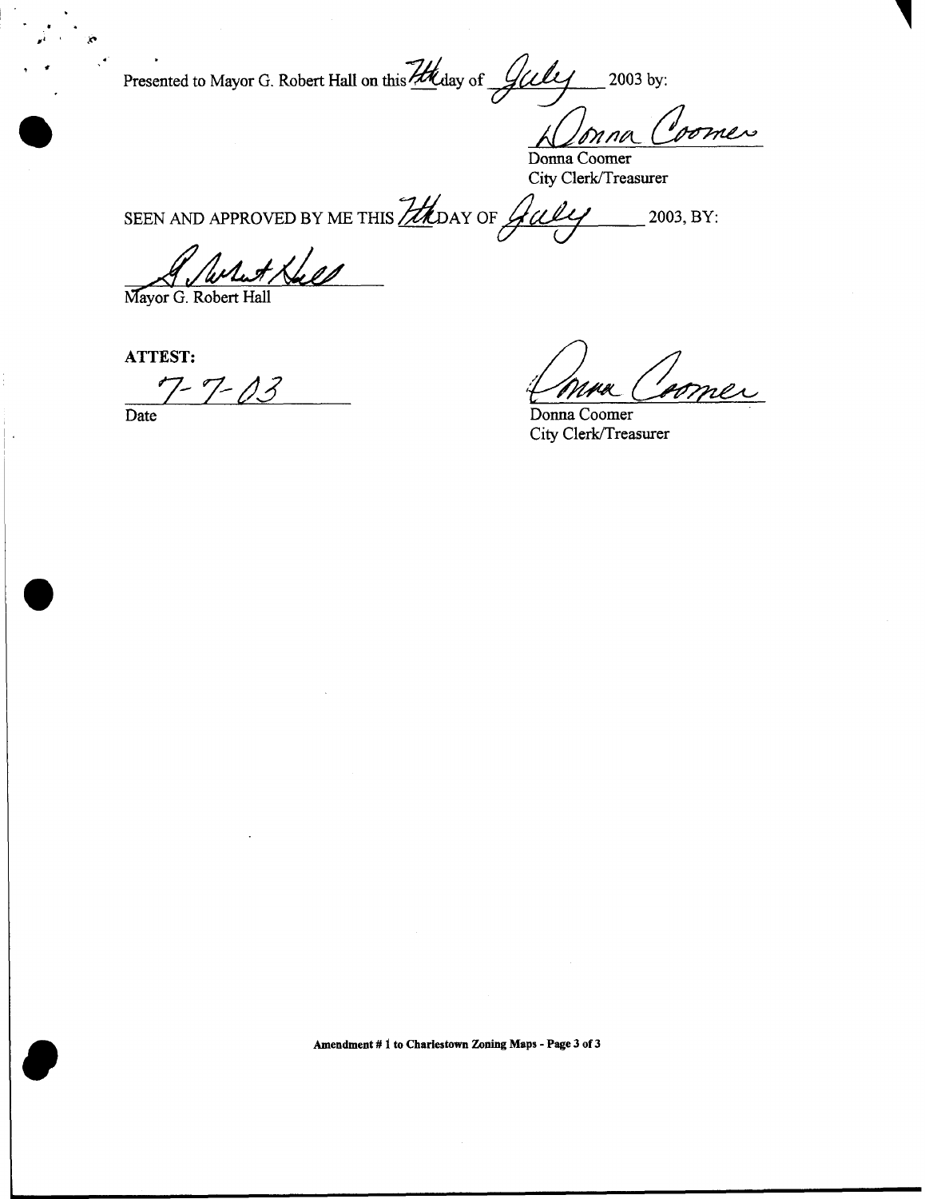Presented to Mayor G. Robert Hall on this 7th day of July 2003 by:

Donna Coomer

Donna Coomer
City Clerk/Treasurer

SEEN AND APPROVED BY ME THIS 7th DAY OF July 2003, BY:

G. Robert Hall

Mayor G. Robert Hall

**ATTEST:**

7-7-03

Date

Donna Coomer

Donna Coomer
City Clerk/Treasurer

**Amendment # 1 to Charlestown Zoning Maps - Page 3 of 3**